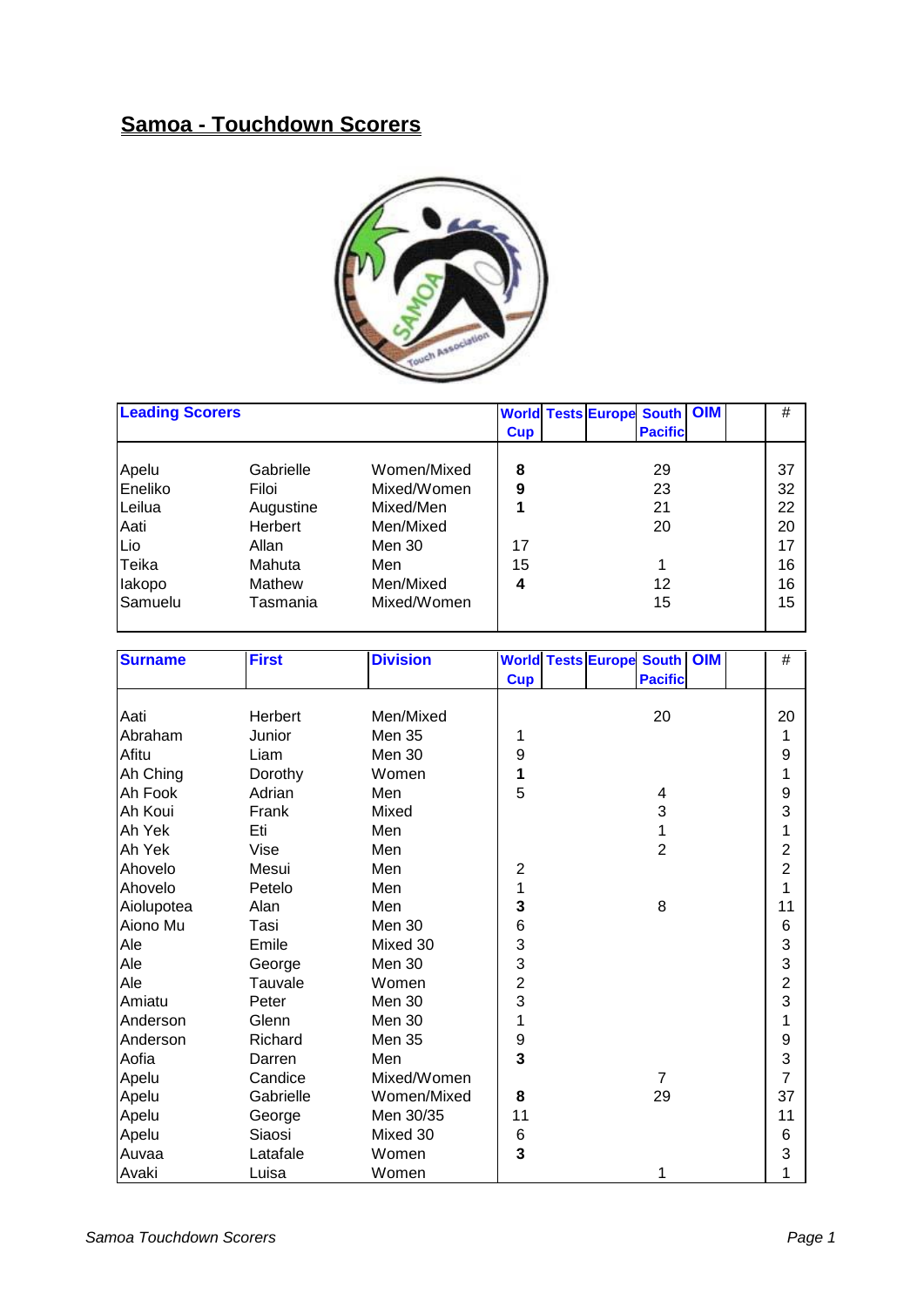# Samoa - Touchdown Scorers

| Leading Scorers | | | World Cup | Tests | Europe | South Pacific | OIM | | # |
|---|---|---|---|---|---|---|---|---|---|
| Apelu | Gabrielle | Women/Mixed | **8** | | | 29 | | | 37 |
| Eneliko | Filoi | Mixed/Women | **9** | | | 23 | | | 32 |
| Leilua | Augustine | Mixed/Men | **1** | | | 21 | | | 22 |
| Aati | Herbert | Men/Mixed | | | | 20 | | | 20 |
| Lio | Allan | Men 30 | 17 | | | | | | 17 |
| Teika | Mahuta | Men | 15 | | | 1 | | | 16 |
| Iakopo | Mathew | Men/Mixed | **4** | | | 12 | | | 16 |
| Samuelu | Tasmania | Mixed/Women | | | | 15 | | | 15 |

| Surname | First | Division | World Cup | Tests | Europe | South Pacific | OIM | | # |
|---|---|---|---|---|---|---|---|---|---|
| Aati | Herbert | Men/Mixed | | | | 20 | | | 20 |
| Abraham | Junior | Men 35 | 1 | | | | | | 1 |
| Afitu | Liam | Men 30 | 9 | | | | | | 9 |
| Ah Ching | Dorothy | Women | **1** | | | | | | 1 |
| Ah Fook | Adrian | Men | 5 | | | 4 | | | 9 |
| Ah Koui | Frank | Mixed | | | | 3 | | | 3 |
| Ah Yek | Eti | Men | | | | 1 | | | 1 |
| Ah Yek | Vise | Men | | | | 2 | | | 2 |
| Ahovelo | Mesui | Men | 2 | | | | | | 2 |
| Ahovelo | Petelo | Men | 1 | | | | | | 1 |
| Aiolupotea | Alan | Men | **3** | | | 8 | | | 11 |
| Aiono Mu | Tasi | Men 30 | 6 | | | | | | 6 |
| Ale | Emile | Mixed 30 | 3 | | | | | | 3 |
| Ale | George | Men 30 | 3 | | | | | | 3 |
| Ale | Tauvale | Women | 2 | | | | | | 2 |
| Amiatu | Peter | Men 30 | 3 | | | | | | 3 |
| Anderson | Glenn | Men 30 | 1 | | | | | | 1 |
| Anderson | Richard | Men 35 | 9 | | | | | | 9 |
| Aofia | Darren | Men | **3** | | | | | | 3 |
| Apelu | Candice | Mixed/Women | | | | 7 | | | 7 |
| Apelu | Gabrielle | Women/Mixed | **8** | | | 29 | | | 37 |
| Apelu | George | Men 30/35 | 11 | | | | | | 11 |
| Apelu | Siaosi | Mixed 30 | 6 | | | | | | 6 |
| Auvaa | Latafale | Women | **3** | | | | | | 3 |
| Avaki | Luisa | Women | | | | 1 | | | 1 |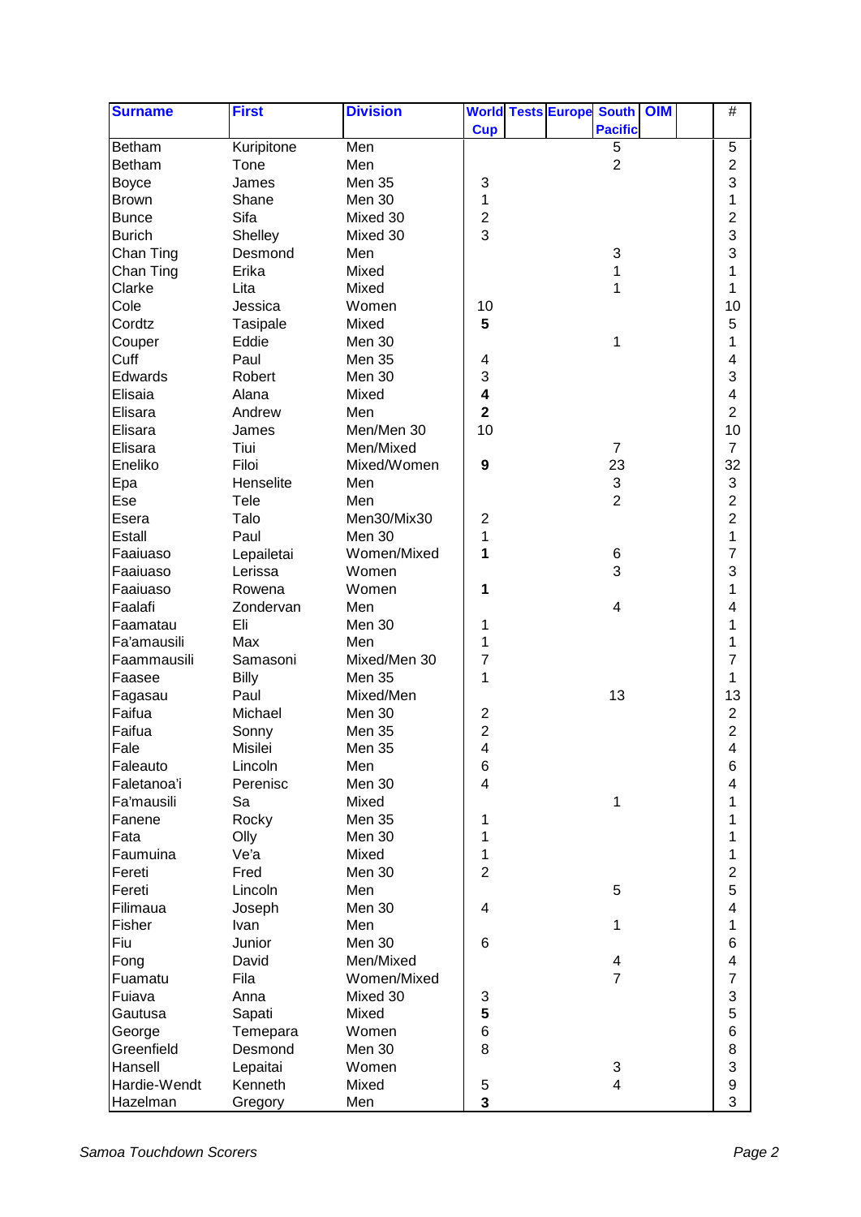| Surname | First | Division | World Cup | Tests | Europe | South Pacific | OIM | | # |
|---|---|---|---|---|---|---|---|---|---|
| Betham | Kuripitone | Men | | | | 5 | | | 5 |
| Betham | Tone | Men | | | | 2 | | | 2 |
| Boyce | James | Men 35 | 3 | | | | | | 3 |
| Brown | Shane | Men 30 | 1 | | | | | | 1 |
| Bunce | Sifa | Mixed 30 | 2 | | | | | | 2 |
| Burich | Shelley | Mixed 30 | 3 | | | | | | 3 |
| Chan Ting | Desmond | Men | | | | 3 | | | 3 |
| Chan Ting | Erika | Mixed | | | | 1 | | | 1 |
| Clarke | Lita | Mixed | | | | 1 | | | 1 |
| Cole | Jessica | Women | 10 | | | | | | 10 |
| Cordtz | Tasipale | Mixed | **5** | | | | | | 5 |
| Couper | Eddie | Men 30 | | | | 1 | | | 1 |
| Cuff | Paul | Men 35 | 4 | | | | | | 4 |
| Edwards | Robert | Men 30 | 3 | | | | | | 3 |
| Elisaia | Alana | Mixed | **4** | | | | | | 4 |
| Elisara | Andrew | Men | **2** | | | | | | 2 |
| Elisara | James | Men/Men 30 | 10 | | | | | | 10 |
| Elisara | Tiui | Men/Mixed | | | | 7 | | | 7 |
| Eneliko | Filoi | Mixed/Women | **9** | | | 23 | | | 32 |
| Epa | Henselite | Men | | | | 3 | | | 3 |
| Ese | Tele | Men | | | | 2 | | | 2 |
| Esera | Talo | Men30/Mix30 | 2 | | | | | | 2 |
| Estall | Paul | Men 30 | 1 | | | | | | 1 |
| Faaiuaso | Lepailetai | Women/Mixed | **1** | | | 6 | | | 7 |
| Faaiuaso | Lerissa | Women | | | | 3 | | | 3 |
| Faaiuaso | Rowena | Women | **1** | | | | | | 1 |
| Faalafi | Zondervan | Men | | | | 4 | | | 4 |
| Faamatau | Eli | Men 30 | 1 | | | | | | 1 |
| Fa'amausili | Max | Men | 1 | | | | | | 1 |
| Faammausili | Samasoni | Mixed/Men 30 | 7 | | | | | | 7 |
| Faasee | Billy | Men 35 | 1 | | | | | | 1 |
| Fagasau | Paul | Mixed/Men | | | | 13 | | | 13 |
| Faifua | Michael | Men 30 | 2 | | | | | | 2 |
| Faifua | Sonny | Men 35 | 2 | | | | | | 2 |
| Fale | Misilei | Men 35 | 4 | | | | | | 4 |
| Faleauto | Lincoln | Men | 6 | | | | | | 6 |
| Faletanoa'i | Perenisc | Men 30 | 4 | | | | | | 4 |
| Fa'mausili | Sa | Mixed | | | | 1 | | | 1 |
| Fanene | Rocky | Men 35 | 1 | | | | | | 1 |
| Fata | Olly | Men 30 | 1 | | | | | | 1 |
| Faumuina | Ve'a | Mixed | 1 | | | | | | 1 |
| Fereti | Fred | Men 30 | 2 | | | | | | 2 |
| Fereti | Lincoln | Men | | | | 5 | | | 5 |
| Filimaua | Joseph | Men 30 | 4 | | | | | | 4 |
| Fisher | Ivan | Men | | | | 1 | | | 1 |
| Fiu | Junior | Men 30 | 6 | | | | | | 6 |
| Fong | David | Men/Mixed | | | | 4 | | | 4 |
| Fuamatu | Fila | Women/Mixed | | | | 7 | | | 7 |
| Fuiava | Anna | Mixed 30 | 3 | | | | | | 3 |
| Gautusa | Sapati | Mixed | **5** | | | | | | 5 |
| George | Temepara | Women | 6 | | | | | | 6 |
| Greenfield | Desmond | Men 30 | 8 | | | | | | 8 |
| Hansell | Lepaitai | Women | | | | 3 | | | 3 |
| Hardie-Wendt | Kenneth | Mixed | 5 | | | 4 | | | 9 |
| Hazelman | Gregory | Men | **3** | | | | | | 3 |

*Samoa Touchdown Scorers*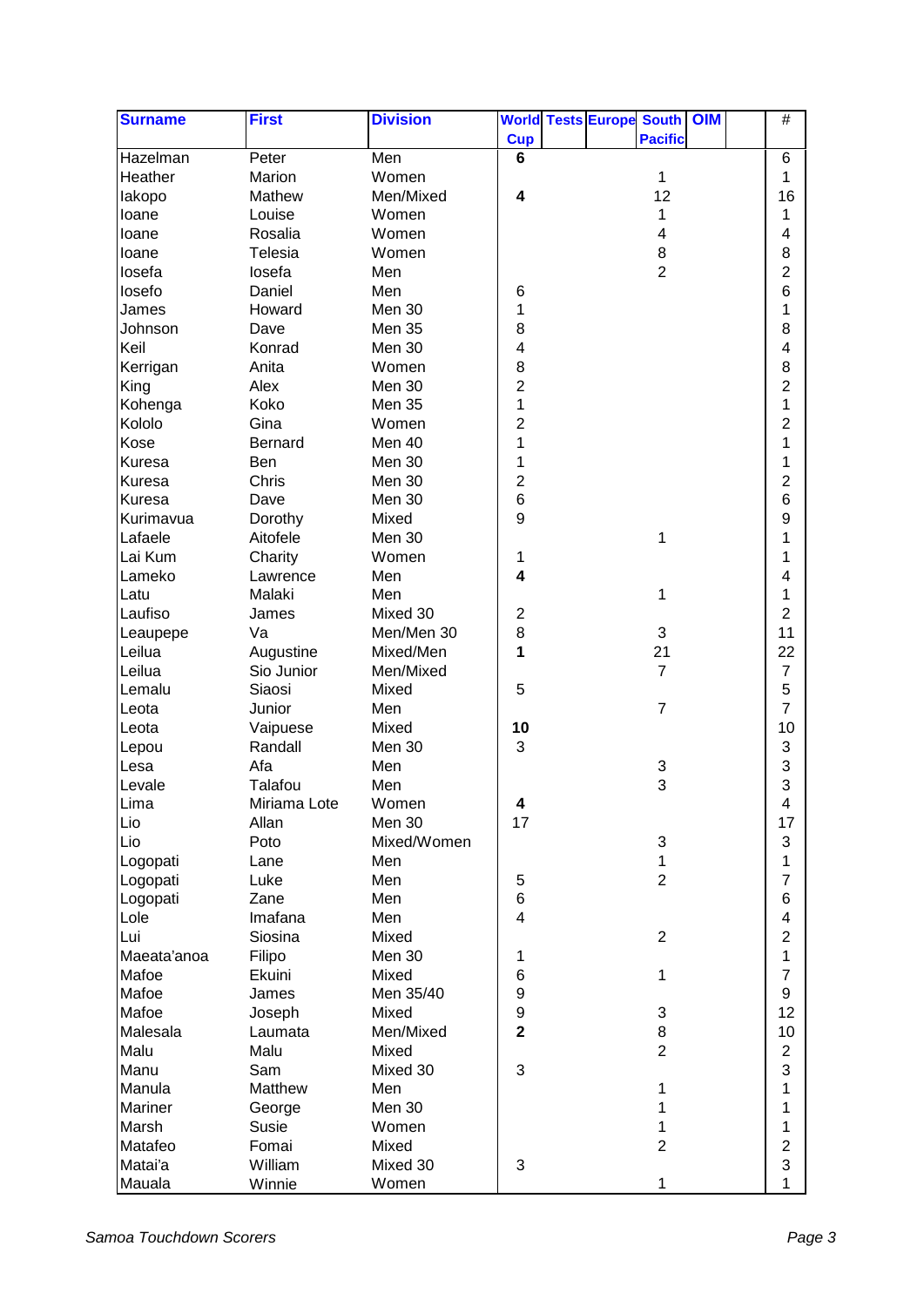| Surname | First | Division | World Cup | Tests | Europe | South Pacific | OIM | | # |
|---|---|---|---|---|---|---|---|---|---|
| Hazelman | Peter | Men | **6** | | | | | | 6 |
| Heather | Marion | Women | | | | 1 | | | 1 |
| Iakopo | Mathew | Men/Mixed | **4** | | | 12 | | | 16 |
| Ioane | Louise | Women | | | | 1 | | | 1 |
| Ioane | Rosalia | Women | | | | 4 | | | 4 |
| Ioane | Telesia | Women | | | | 8 | | | 8 |
| Iosefa | Iosefa | Men | | | | 2 | | | 2 |
| Iosefo | Daniel | Men | 6 | | | | | | 6 |
| James | Howard | Men 30 | 1 | | | | | | 1 |
| Johnson | Dave | Men 35 | 8 | | | | | | 8 |
| Keil | Konrad | Men 30 | 4 | | | | | | 4 |
| Kerrigan | Anita | Women | 8 | | | | | | 8 |
| King | Alex | Men 30 | 2 | | | | | | 2 |
| Kohenga | Koko | Men 35 | 1 | | | | | | 1 |
| Kololo | Gina | Women | 2 | | | | | | 2 |
| Kose | Bernard | Men 40 | 1 | | | | | | 1 |
| Kuresa | Ben | Men 30 | 1 | | | | | | 1 |
| Kuresa | Chris | Men 30 | 2 | | | | | | 2 |
| Kuresa | Dave | Men 30 | 6 | | | | | | 6 |
| Kurimavua | Dorothy | Mixed | 9 | | | | | | 9 |
| Lafaele | Aitofele | Men 30 | | | | 1 | | | 1 |
| Lai Kum | Charity | Women | 1 | | | | | | 1 |
| Lameko | Lawrence | Men | **4** | | | | | | 4 |
| Latu | Malaki | Men | | | | 1 | | | 1 |
| Laufiso | James | Mixed 30 | 2 | | | | | | 2 |
| Leaupepe | Va | Men/Men 30 | 8 | | | 3 | | | 11 |
| Leilua | Augustine | Mixed/Men | **1** | | | 21 | | | 22 |
| Leilua | Sio Junior | Men/Mixed | | | | 7 | | | 7 |
| Lemalu | Siaosi | Mixed | 5 | | | | | | 5 |
| Leota | Junior | Men | | | | 7 | | | 7 |
| Leota | Vaipuese | Mixed | **10** | | | | | | 10 |
| Lepou | Randall | Men 30 | 3 | | | | | | 3 |
| Lesa | Afa | Men | | | | 3 | | | 3 |
| Levale | Talafou | Men | | | | 3 | | | 3 |
| Lima | Miriama Lote | Women | **4** | | | | | | 4 |
| Lio | Allan | Men 30 | 17 | | | | | | 17 |
| Lio | Poto | Mixed/Women | | | | 3 | | | 3 |
| Logopati | Lane | Men | | | | 1 | | | 1 |
| Logopati | Luke | Men | 5 | | | 2 | | | 7 |
| Logopati | Zane | Men | 6 | | | | | | 6 |
| Lole | Imafana | Men | 4 | | | | | | 4 |
| Lui | Siosina | Mixed | | | | 2 | | | 2 |
| Maeata'anoa | Filipo | Men 30 | 1 | | | | | | 1 |
| Mafoe | Ekuini | Mixed | 6 | | | 1 | | | 7 |
| Mafoe | James | Men 35/40 | 9 | | | | | | 9 |
| Mafoe | Joseph | Mixed | 9 | | | 3 | | | 12 |
| Malesala | Laumata | Men/Mixed | **2** | | | 8 | | | 10 |
| Malu | Malu | Mixed | | | | 2 | | | 2 |
| Manu | Sam | Mixed 30 | 3 | | | | | | 3 |
| Manula | Matthew | Men | | | | 1 | | | 1 |
| Mariner | George | Men 30 | | | | 1 | | | 1 |
| Marsh | Susie | Women | | | | 1 | | | 1 |
| Matafeo | Fomai | Mixed | | | | 2 | | | 2 |
| Matai'a | William | Mixed 30 | 3 | | | | | | 3 |
| Mauala | Winnie | Women | | | | 1 | | | 1 |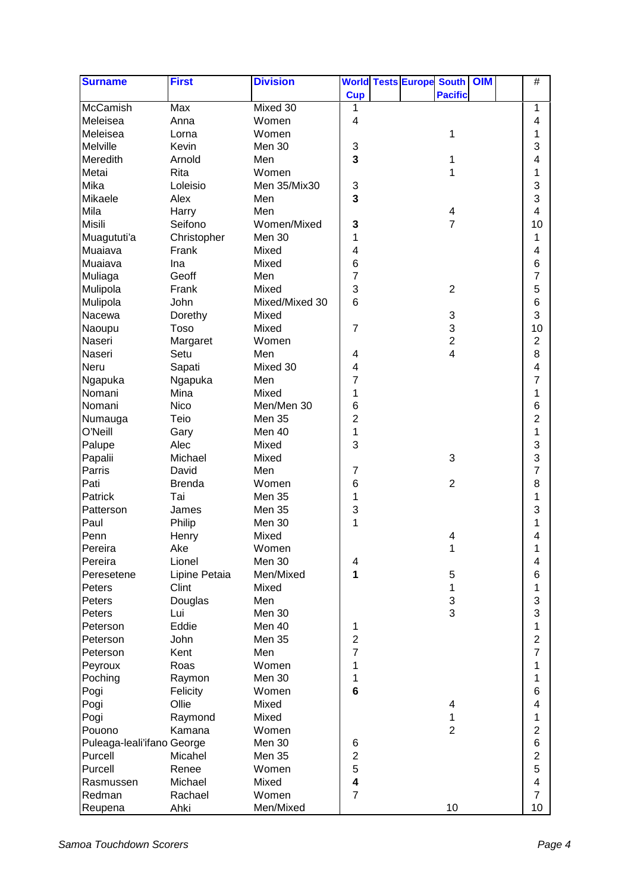| Surname | First | Division | World Cup | Tests | Europe | South Pacific | OIM | | # |
|---|---|---|---|---|---|---|---|---|---|
| McCamish | Max | Mixed 30 | 1 | | | | | | 1 |
| Meleisea | Anna | Women | 4 | | | | | | 4 |
| Meleisea | Lorna | Women | | | | 1 | | | 1 |
| Melville | Kevin | Men 30 | 3 | | | | | | 3 |
| Meredith | Arnold | Men | **3** | | | 1 | | | 4 |
| Metai | Rita | Women | | | | 1 | | | 1 |
| Mika | Loleisio | Men 35/Mix30 | 3 | | | | | | 3 |
| Mikaele | Alex | Men | **3** | | | | | | 3 |
| Mila | Harry | Men | | | | 4 | | | 4 |
| Misili | Seifono | Women/Mixed | **3** | | | 7 | | | 10 |
| Muagututi'a | Christopher | Men 30 | 1 | | | | | | 1 |
| Muaiava | Frank | Mixed | 4 | | | | | | 4 |
| Muaiava | Ina | Mixed | 6 | | | | | | 6 |
| Muliaga | Geoff | Men | 7 | | | | | | 7 |
| Mulipola | Frank | Mixed | 3 | | | 2 | | | 5 |
| Mulipola | John | Mixed/Mixed 30 | 6 | | | | | | 6 |
| Nacewa | Dorethy | Mixed | | | | 3 | | | 3 |
| Naoupu | Toso | Mixed | 7 | | | 3 | | | 10 |
| Naseri | Margaret | Women | | | | 2 | | | 2 |
| Naseri | Setu | Men | 4 | | | 4 | | | 8 |
| Neru | Sapati | Mixed 30 | 4 | | | | | | 4 |
| Ngapuka | Ngapuka | Men | 7 | | | | | | 7 |
| Nomani | Mina | Mixed | 1 | | | | | | 1 |
| Nomani | Nico | Men/Men 30 | 6 | | | | | | 6 |
| Numauga | Teio | Men 35 | 2 | | | | | | 2 |
| O'Neill | Gary | Men 40 | 1 | | | | | | 1 |
| Palupe | Alec | Mixed | 3 | | | | | | 3 |
| Papalii | Michael | Mixed | | | | 3 | | | 3 |
| Parris | David | Men | 7 | | | | | | 7 |
| Pati | Brenda | Women | 6 | | | 2 | | | 8 |
| Patrick | Tai | Men 35 | 1 | | | | | | 1 |
| Patterson | James | Men 35 | 3 | | | | | | 3 |
| Paul | Philip | Men 30 | 1 | | | | | | 1 |
| Penn | Henry | Mixed | | | | 4 | | | 4 |
| Pereira | Ake | Women | | | | 1 | | | 1 |
| Pereira | Lionel | Men 30 | 4 | | | | | | 4 |
| Peresetene | Lipine Petaia | Men/Mixed | **1** | | | 5 | | | 6 |
| Peters | Clint | Mixed | | | | 1 | | | 1 |
| Peters | Douglas | Men | | | | 3 | | | 3 |
| Peters | Lui | Men 30 | | | | 3 | | | 3 |
| Peterson | Eddie | Men 40 | 1 | | | | | | 1 |
| Peterson | John | Men 35 | 2 | | | | | | 2 |
| Peterson | Kent | Men | 7 | | | | | | 7 |
| Peyroux | Roas | Women | 1 | | | | | | 1 |
| Poching | Raymon | Men 30 | 1 | | | | | | 1 |
| Pogi | Felicity | Women | **6** | | | | | | 6 |
| Pogi | Ollie | Mixed | | | | 4 | | | 4 |
| Pogi | Raymond | Mixed | | | | 1 | | | 1 |
| Pouono | Kamana | Women | | | | 2 | | | 2 |
| Puleaga-leali'ifano | George | Men 30 | 6 | | | | | | 6 |
| Purcell | Micahel | Men 35 | 2 | | | | | | 2 |
| Purcell | Renee | Women | 5 | | | | | | 5 |
| Rasmussen | Michael | Mixed | **4** | | | | | | 4 |
| Redman | Rachael | Women | 7 | | | | | | 7 |
| Reupena | Ahki | Men/Mixed | | | | 10 | | | 10 |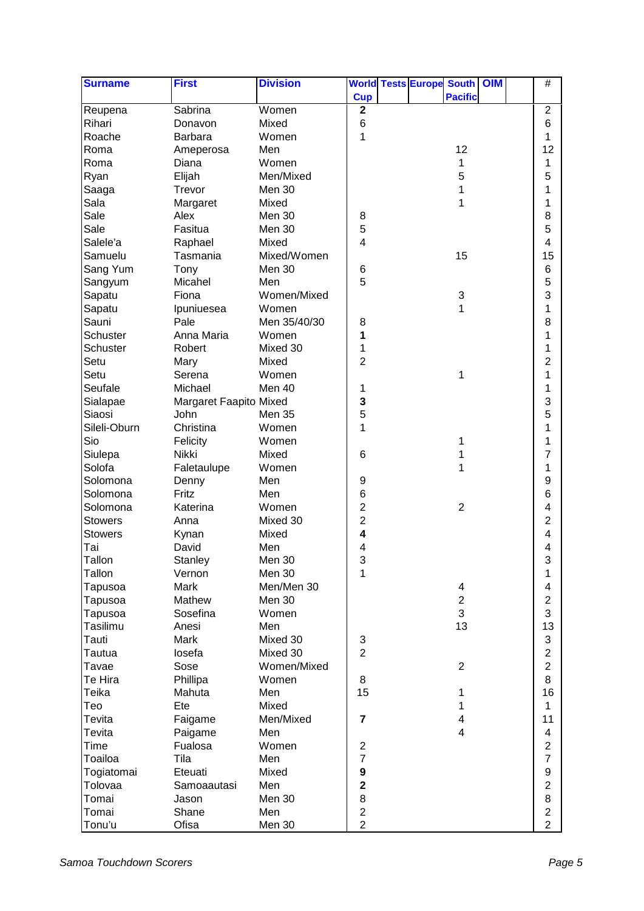| Surname | First | Division | World Cup | Tests | Europe | South Pacific | OIM | | # |
|---|---|---|---|---|---|---|---|---|---|
| Reupena | Sabrina | Women | **2** | | | | | | 2 |
| Rihari | Donavon | Mixed | 6 | | | | | | 6 |
| Roache | Barbara | Women | 1 | | | | | | 1 |
| Roma | Ameperosa | Men | | | | 12 | | | 12 |
| Roma | Diana | Women | | | | 1 | | | 1 |
| Ryan | Elijah | Men/Mixed | | | | 5 | | | 5 |
| Saaga | Trevor | Men 30 | | | | 1 | | | 1 |
| Sala | Margaret | Mixed | | | | 1 | | | 1 |
| Sale | Alex | Men 30 | 8 | | | | | | 8 |
| Sale | Fasitua | Men 30 | 5 | | | | | | 5 |
| Salele'a | Raphael | Mixed | 4 | | | | | | 4 |
| Samuelu | Tasmania | Mixed/Women | | | | 15 | | | 15 |
| Sang Yum | Tony | Men 30 | 6 | | | | | | 6 |
| Sangyum | Micahel | Men | 5 | | | | | | 5 |
| Sapatu | Fiona | Women/Mixed | | | | 3 | | | 3 |
| Sapatu | Ipuniuesea | Women | | | | 1 | | | 1 |
| Sauni | Pale | Men 35/40/30 | 8 | | | | | | 8 |
| Schuster | Anna Maria | Women | **1** | | | | | | 1 |
| Schuster | Robert | Mixed 30 | 1 | | | | | | 1 |
| Setu | Mary | Mixed | 2 | | | | | | 2 |
| Setu | Serena | Women | | | | 1 | | | 1 |
| Seufale | Michael | Men 40 | 1 | | | | | | 1 |
| Sialapae | Margaret Faapito | Mixed | **3** | | | | | | 3 |
| Siaosi | John | Men 35 | 5 | | | | | | 5 |
| Sileli-Oburn | Christina | Women | 1 | | | | | | 1 |
| Sio | Felicity | Women | | | | 1 | | | 1 |
| Siulepa | Nikki | Mixed | 6 | | | 1 | | | 7 |
| Solofa | Faletaulupe | Women | | | | 1 | | | 1 |
| Solomona | Denny | Men | 9 | | | | | | 9 |
| Solomona | Fritz | Men | 6 | | | | | | 6 |
| Solomona | Katerina | Women | 2 | | | 2 | | | 4 |
| Stowers | Anna | Mixed 30 | 2 | | | | | | 2 |
| Stowers | Kynan | Mixed | **4** | | | | | | 4 |
| Tai | David | Men | 4 | | | | | | 4 |
| Tallon | Stanley | Men 30 | 3 | | | | | | 3 |
| Tallon | Vernon | Men 30 | 1 | | | | | | 1 |
| Tapusoa | Mark | Men/Men 30 | | | | 4 | | | 4 |
| Tapusoa | Mathew | Men 30 | | | | 2 | | | 2 |
| Tapusoa | Sosefina | Women | | | | 3 | | | 3 |
| Tasilimu | Anesi | Men | | | | 13 | | | 13 |
| Tauti | Mark | Mixed 30 | 3 | | | | | | 3 |
| Tautua | Iosefa | Mixed 30 | 2 | | | | | | 2 |
| Tavae | Sose | Women/Mixed | | | | 2 | | | 2 |
| Te Hira | Phillipa | Women | 8 | | | | | | 8 |
| Teika | Mahuta | Men | 15 | | | 1 | | | 16 |
| Teo | Ete | Mixed | | | | 1 | | | 1 |
| Tevita | Faigame | Men/Mixed | **7** | | | 4 | | | 11 |
| Tevita | Paigame | Men | | | | 4 | | | 4 |
| Time | Fualosa | Women | 2 | | | | | | 2 |
| Toailoa | Tila | Men | 7 | | | | | | 7 |
| Togiatomai | Eteuati | Mixed | **9** | | | | | | 9 |
| Tolovaa | Samoaautasi | Men | **2** | | | | | | 2 |
| Tomai | Jason | Men 30 | 8 | | | | | | 8 |
| Tomai | Shane | Men | 2 | | | | | | 2 |
| Tonu'u | Ofisa | Men 30 | 2 | | | | | | 2 |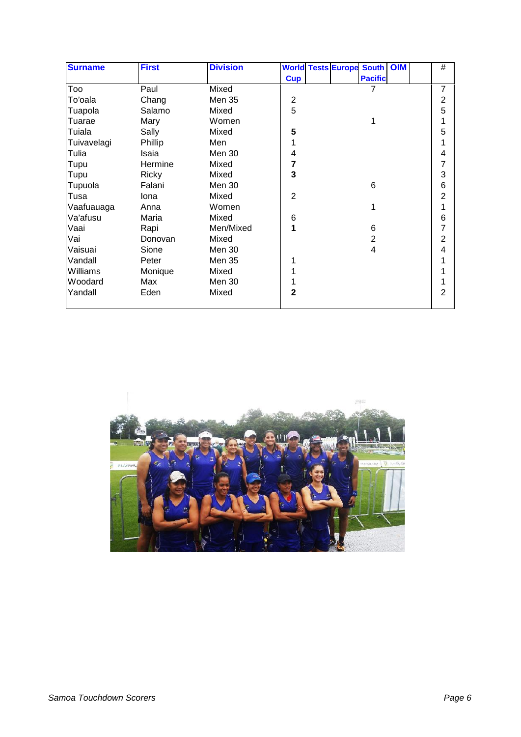| Surname | First | Division | World Cup | Tests | Europe | South Pacific | OIM | | # |
|---|---|---|---|---|---|---|---|---|---|
| Too | Paul | Mixed | | | | 7 | | | 7 |
| To'oala | Chang | Men 35 | 2 | | | | | | 2 |
| Tuapola | Salamo | Mixed | 5 | | | | | | 5 |
| Tuarae | Mary | Women | | | | 1 | | | 1 |
| Tuiala | Sally | Mixed | **5** | | | | | | 5 |
| Tuivavelagi | Phillip | Men | 1 | | | | | | 1 |
| Tulia | Isaia | Men 30 | 4 | | | | | | 4 |
| Tupu | Hermine | Mixed | **7** | | | | | | 7 |
| Tupu | Ricky | Mixed | **3** | | | | | | 3 |
| Tupuola | Falani | Men 30 | | | | 6 | | | 6 |
| Tusa | Iona | Mixed | 2 | | | | | | 2 |
| Vaafuauaga | Anna | Women | | | | 1 | | | 1 |
| Va'afusu | Maria | Mixed | 6 | | | | | | 6 |
| Vaai | Rapi | Men/Mixed | **1** | | | 6 | | | 7 |
| Vai | Donovan | Mixed | | | | 2 | | | 2 |
| Vaisuai | Sione | Men 30 | | | | 4 | | | 4 |
| Vandall | Peter | Men 35 | 1 | | | | | | 1 |
| Williams | Monique | Mixed | 1 | | | | | | 1 |
| Woodard | Max | Men 30 | 1 | | | | | | 1 |
| Yandall | Eden | Mixed | **2** | | | | | | 2 |

*Samoa Touchdown Scorers*